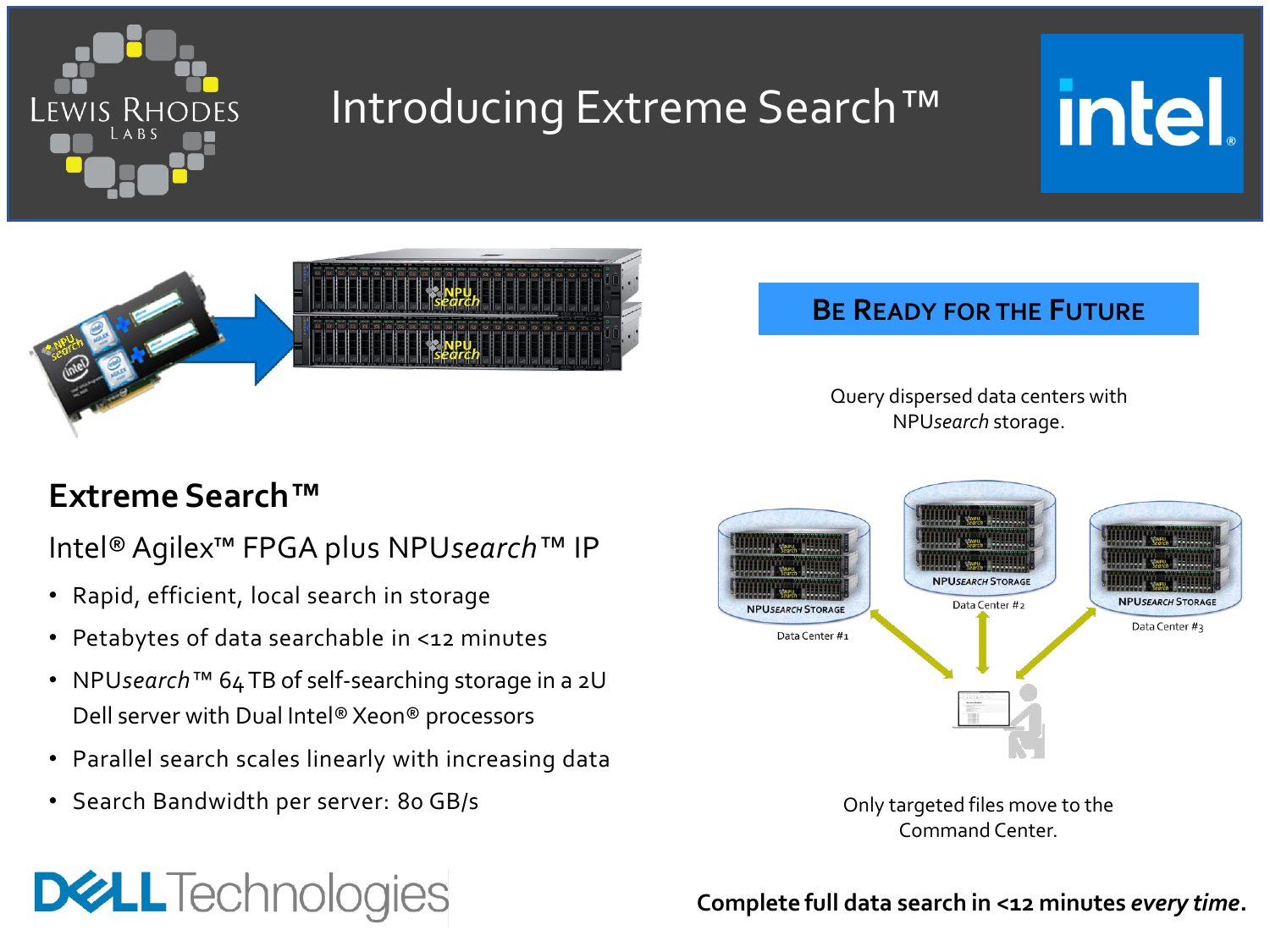# Introducing Extreme Search™

## Extreme Search™

Intel® Agilex™ FPGA plus NPU*search*™ IP

- Rapid, efficient, local search in storage
- Petabytes of data searchable in <12 minutes
- NPU*search*™ 64 TB of self-searching storage in a 2U Dell server with Dual Intel® Xeon® processors
- Parallel search scales linearly with increasing data
- Search Bandwidth per server: 80 GB/s

## Be Ready for the Future

Query dispersed data centers with NPU*search* storage.

NPU*search* Storage — Data Center #1

NPU*search* Storage — Data Center #2

NPU*search* Storage — Data Center #3

Only targeted files move to the Command Center.

**Complete full data search in <12 minutes *every time*.**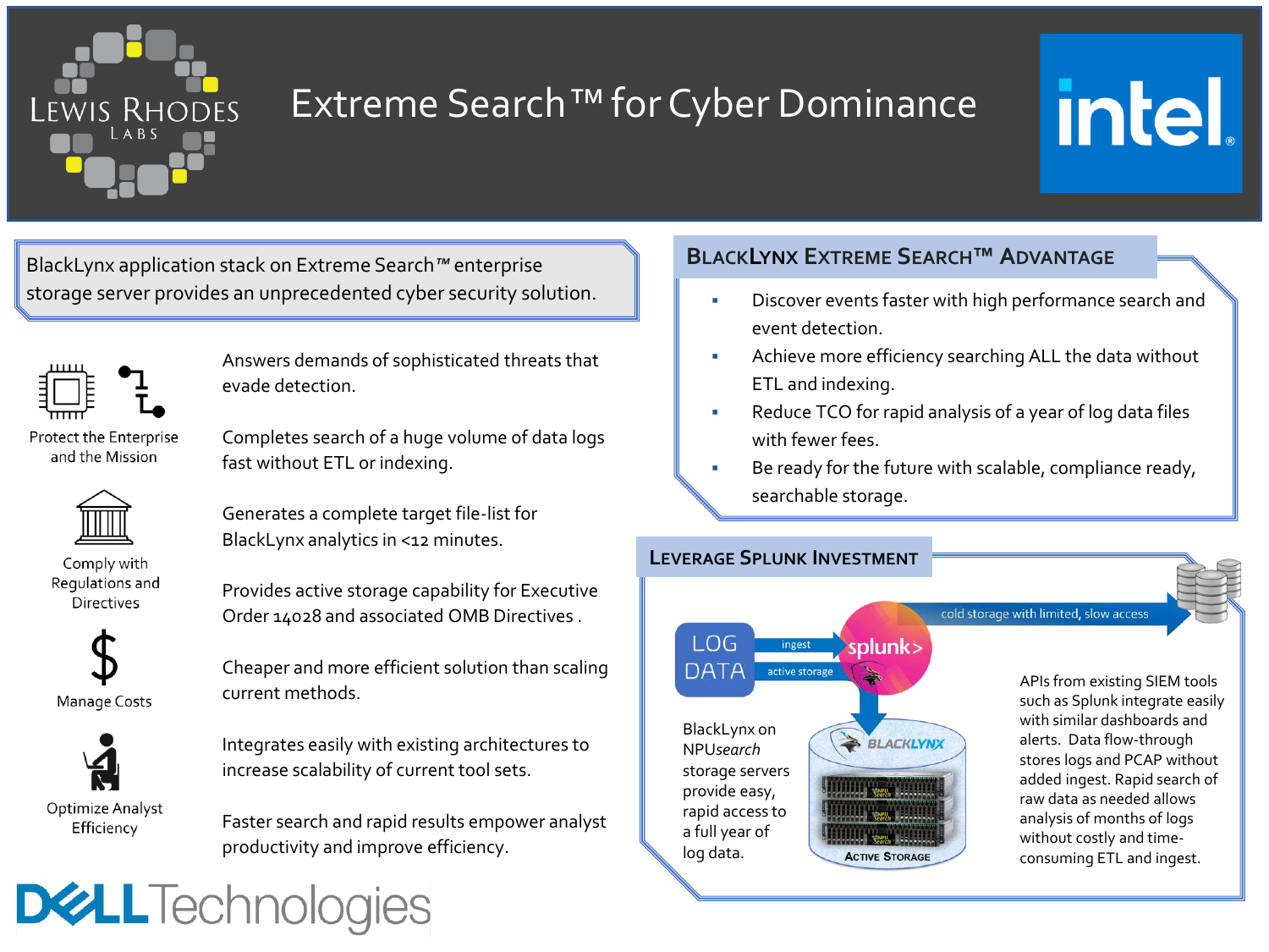# Extreme Search™ for Cyber Dominance

BlackLynx application stack on Extreme Search™ enterprise storage server provides an unprecedented cyber security solution.

**Protect the Enterprise and the Mission**

Answers demands of sophisticated threats that evade detection.

Completes search of a huge volume of data logs fast without ETL or indexing.

**Comply with Regulations and Directives**

Generates a complete target file-list for BlackLynx analytics in <12 minutes.

Provides active storage capability for Executive Order 14028 and associated OMB Directives .

**Manage Costs**

Cheaper and more efficient solution than scaling current methods.

Integrates easily with existing architectures to increase scalability of current tool sets.

**Optimize Analyst Efficiency**

Faster search and rapid results empower analyst productivity and improve efficiency.

## BlackLynx Extreme Search™ Advantage

- Discover events faster with high performance search and event detection.
- Achieve more efficiency searching ALL the data without ETL and indexing.
- Reduce TCO for rapid analysis of a year of log data files with fewer fees.
- Be ready for the future with scalable, compliance ready, searchable storage.

## Leverage Splunk Investment

LOG DATA

ingest

active storage

splunk>

cold storage with limited, slow access

BLACKLYNX

ACTIVE STORAGE

BlackLynx on NPU*search* storage servers provide easy, rapid access to a full year of log data.

APIs from existing SIEM tools such as Splunk integrate easily with similar dashboards and alerts. Data flow-through stores logs and PCAP without added ingest. Rapid search of raw data as needed allows analysis of months of logs without costly and time-consuming ETL and ingest.